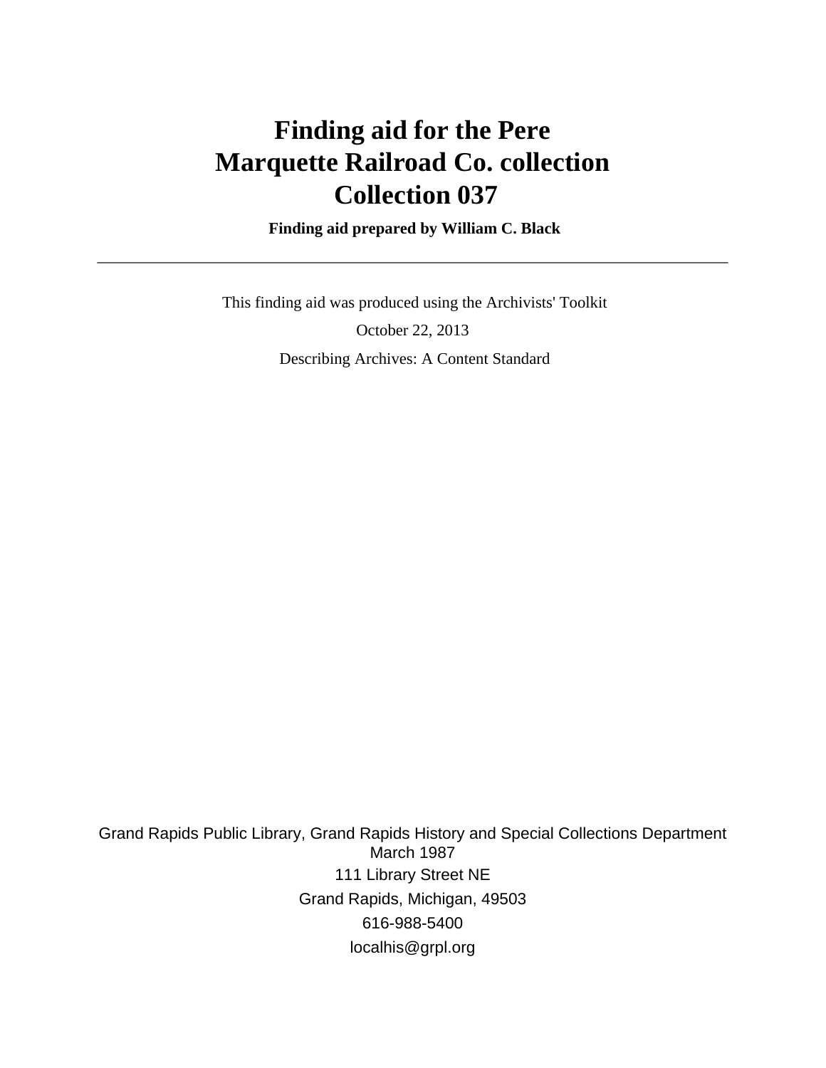# Finding aid for the Pere Marquette Railroad Co. collection Collection 037

**Finding aid prepared by William C. Black**

---

This finding aid was produced using the Archivists' Toolkit

October 22, 2013

Describing Archives: A Content Standard

Grand Rapids Public Library, Grand Rapids History and Special Collections Department
March 1987
111 Library Street NE
Grand Rapids, Michigan, 49503
616-988-5400
localhis@grpl.org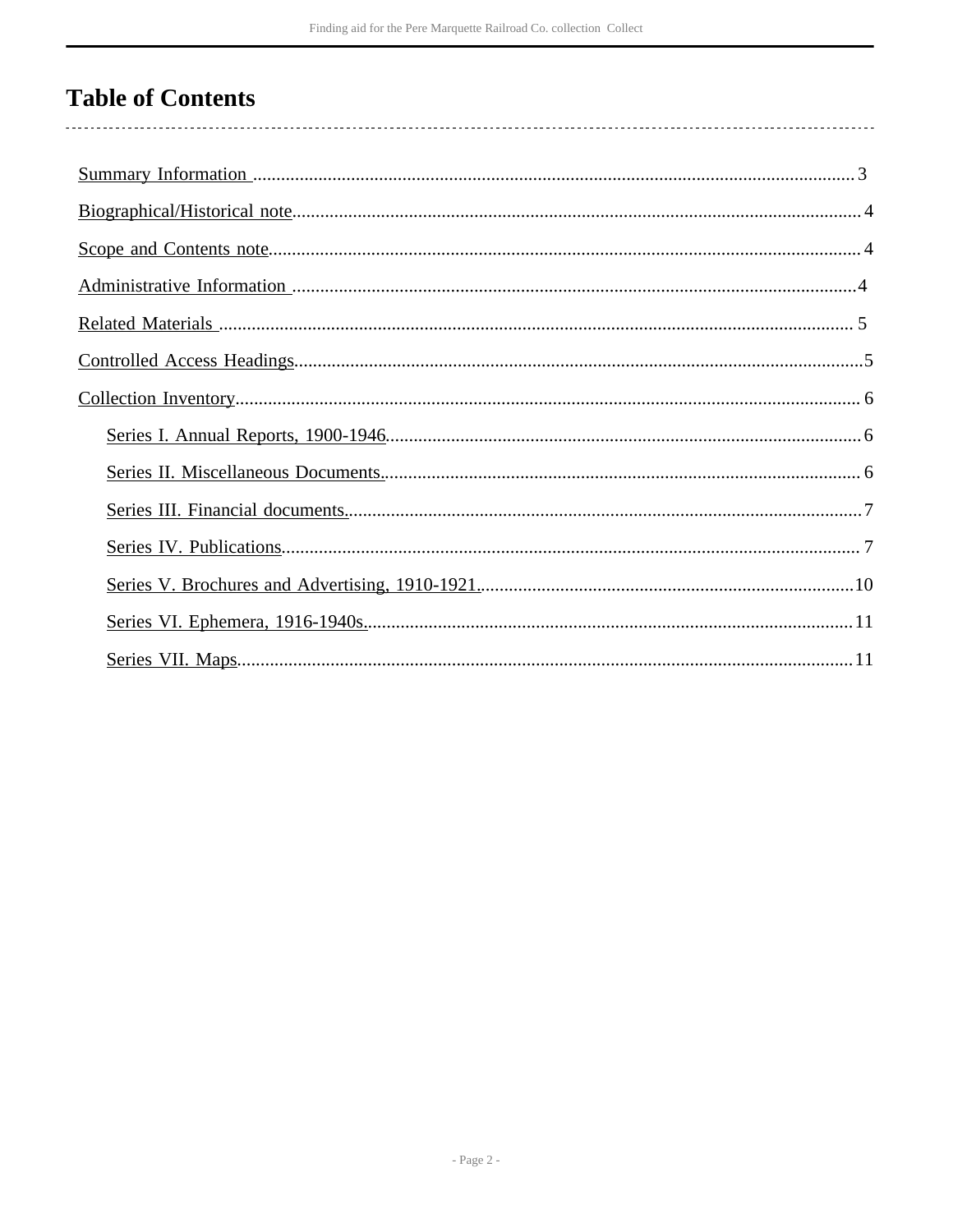# Table of Contents

- Summary Information .......... 3
- Biographical/Historical note .......... 4
- Scope and Contents note .......... 4
- Administrative Information .......... 4
- Related Materials .......... 5
- Controlled Access Headings .......... 5
- Collection Inventory .......... 6
  - Series I. Annual Reports, 1900-1946 .......... 6
  - Series II. Miscellaneous Documents. .......... 6
  - Series III. Financial documents. .......... 7
  - Series IV. Publications .......... 7
  - Series V. Brochures and Advertising, 1910-1921. .......... 10
  - Series VI. Ephemera, 1916-1940s. .......... 11
  - Series VII. Maps .......... 11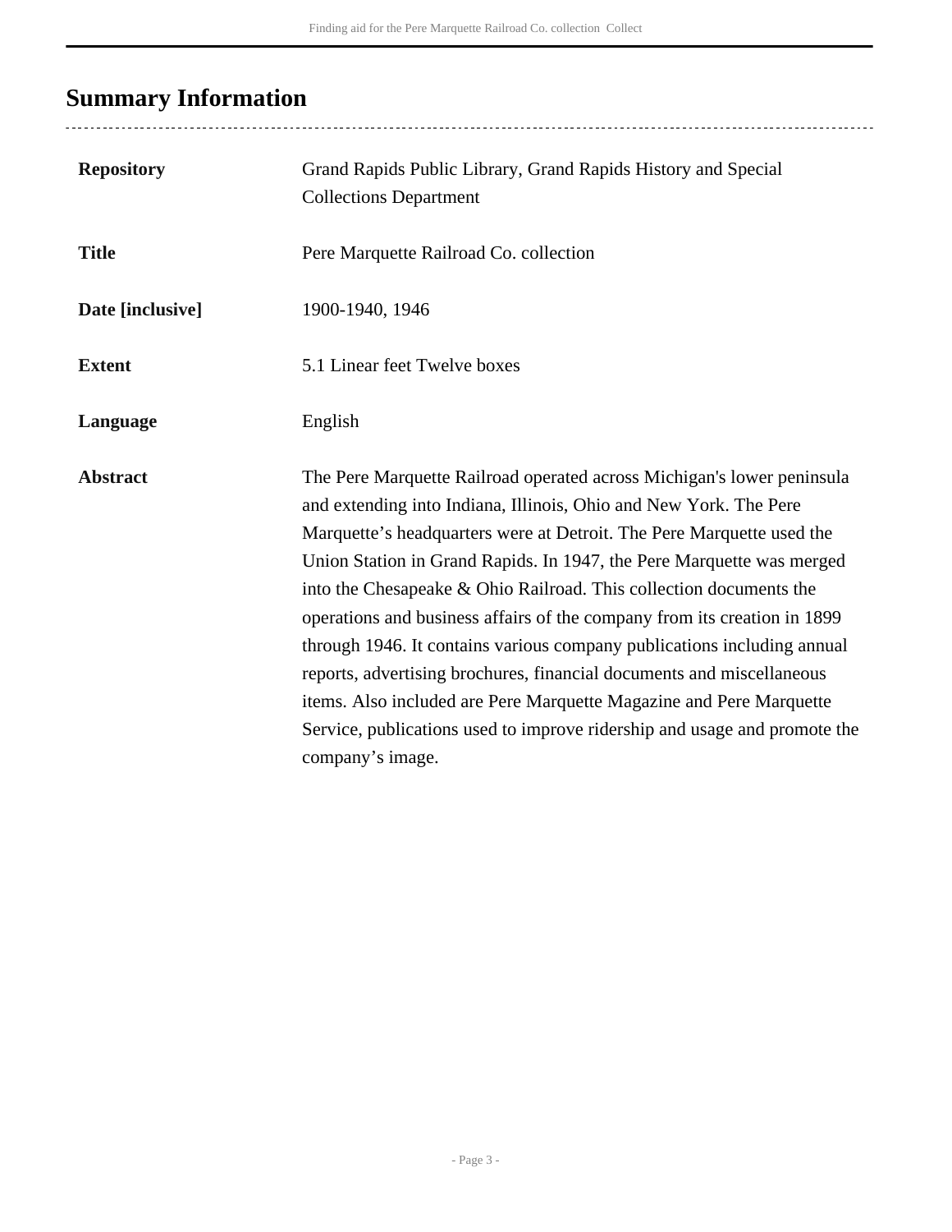## Summary Information

| | |
|---|---|
| **Repository** | Grand Rapids Public Library, Grand Rapids History and Special Collections Department |
| **Title** | Pere Marquette Railroad Co. collection |
| **Date [inclusive]** | 1900-1940, 1946 |
| **Extent** | 5.1 Linear feet Twelve boxes |
| **Language** | English |
| **Abstract** | The Pere Marquette Railroad operated across Michigan's lower peninsula and extending into Indiana, Illinois, Ohio and New York. The Pere Marquette's headquarters were at Detroit. The Pere Marquette used the Union Station in Grand Rapids. In 1947, the Pere Marquette was merged into the Chesapeake & Ohio Railroad. This collection documents the operations and business affairs of the company from its creation in 1899 through 1946. It contains various company publications including annual reports, advertising brochures, financial documents and miscellaneous items. Also included are Pere Marquette Magazine and Pere Marquette Service, publications used to improve ridership and usage and promote the company's image. |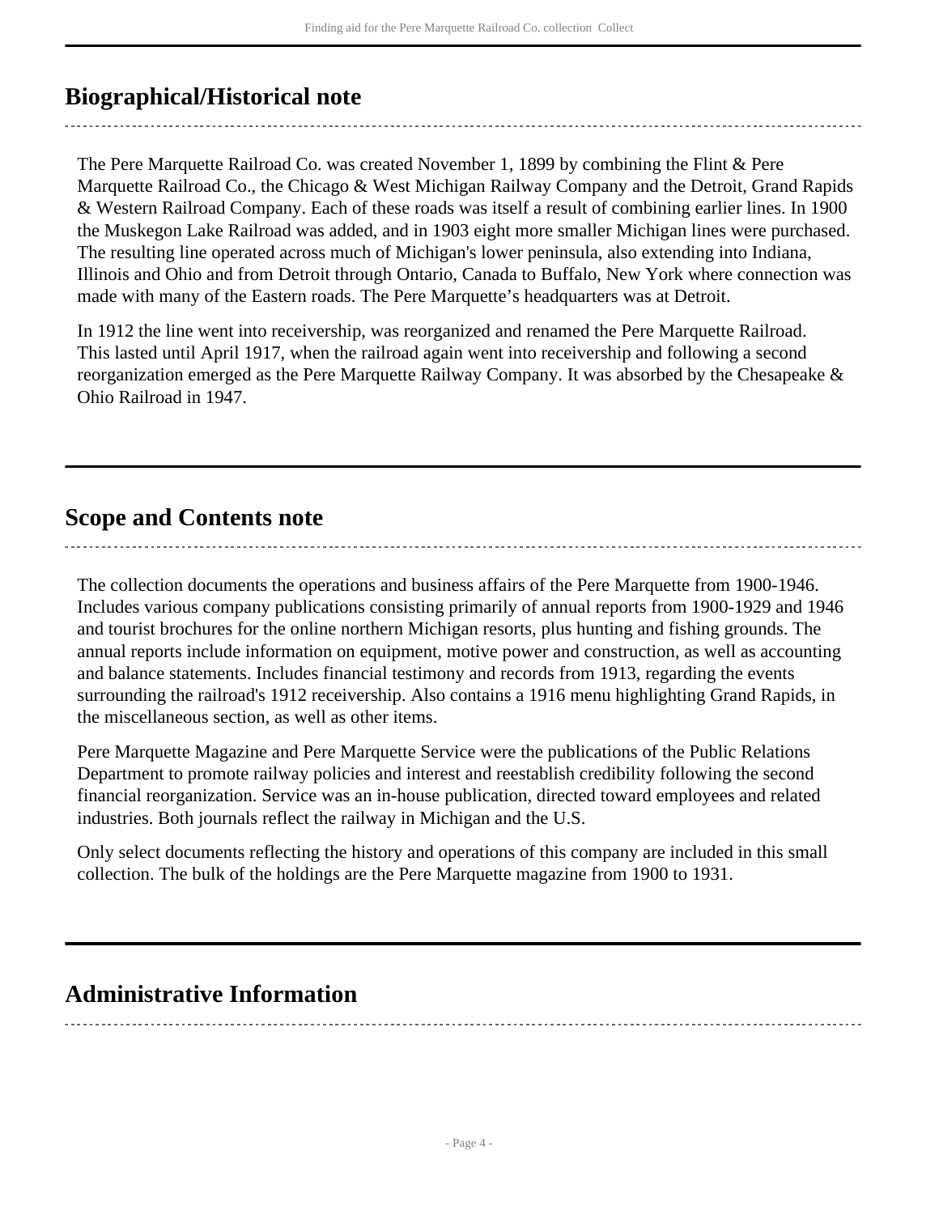## Biographical/Historical note

The Pere Marquette Railroad Co. was created November 1, 1899 by combining the Flint & Pere Marquette Railroad Co., the Chicago & West Michigan Railway Company and the Detroit, Grand Rapids & Western Railroad Company. Each of these roads was itself a result of combining earlier lines. In 1900 the Muskegon Lake Railroad was added, and in 1903 eight more smaller Michigan lines were purchased. The resulting line operated across much of Michigan's lower peninsula, also extending into Indiana, Illinois and Ohio and from Detroit through Ontario, Canada to Buffalo, New York where connection was made with many of the Eastern roads. The Pere Marquette's headquarters was at Detroit.

In 1912 the line went into receivership, was reorganized and renamed the Pere Marquette Railroad. This lasted until April 1917, when the railroad again went into receivership and following a second reorganization emerged as the Pere Marquette Railway Company. It was absorbed by the Chesapeake & Ohio Railroad in 1947.

## Scope and Contents note

The collection documents the operations and business affairs of the Pere Marquette from 1900-1946. Includes various company publications consisting primarily of annual reports from 1900-1929 and 1946 and tourist brochures for the online northern Michigan resorts, plus hunting and fishing grounds. The annual reports include information on equipment, motive power and construction, as well as accounting and balance statements. Includes financial testimony and records from 1913, regarding the events surrounding the railroad's 1912 receivership. Also contains a 1916 menu highlighting Grand Rapids, in the miscellaneous section, as well as other items.

Pere Marquette Magazine and Pere Marquette Service were the publications of the Public Relations Department to promote railway policies and interest and reestablish credibility following the second financial reorganization. Service was an in-house publication, directed toward employees and related industries. Both journals reflect the railway in Michigan and the U.S.

Only select documents reflecting the history and operations of this company are included in this small collection. The bulk of the holdings are the Pere Marquette magazine from 1900 to 1931.

## Administrative Information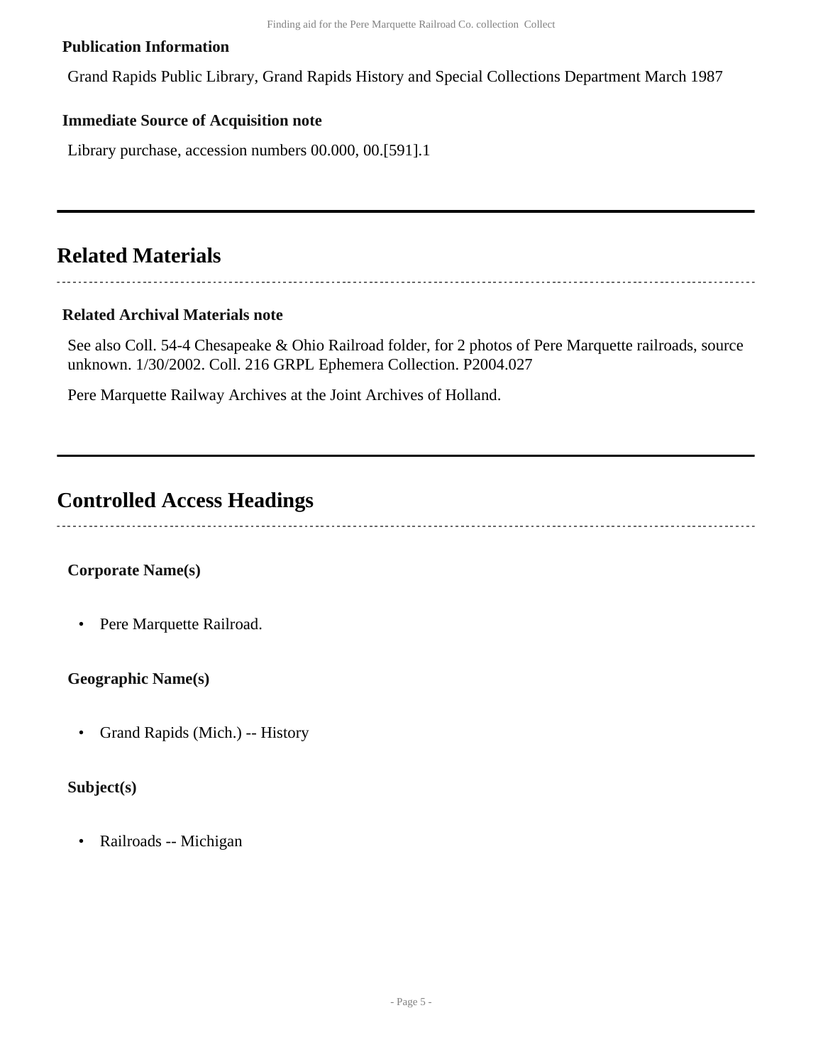### Publication Information

Grand Rapids Public Library, Grand Rapids History and Special Collections Department March 1987

### Immediate Source of Acquisition note

Library purchase, accession numbers 00.000, 00.[591].1

## Related Materials

### Related Archival Materials note

See also Coll. 54-4 Chesapeake & Ohio Railroad folder, for 2 photos of Pere Marquette railroads, source unknown. 1/30/2002. Coll. 216 GRPL Ephemera Collection. P2004.027

Pere Marquette Railway Archives at the Joint Archives of Holland.

## Controlled Access Headings

**Corporate Name(s)**

- Pere Marquette Railroad.

**Geographic Name(s)**

- Grand Rapids (Mich.) -- History

**Subject(s)**

- Railroads -- Michigan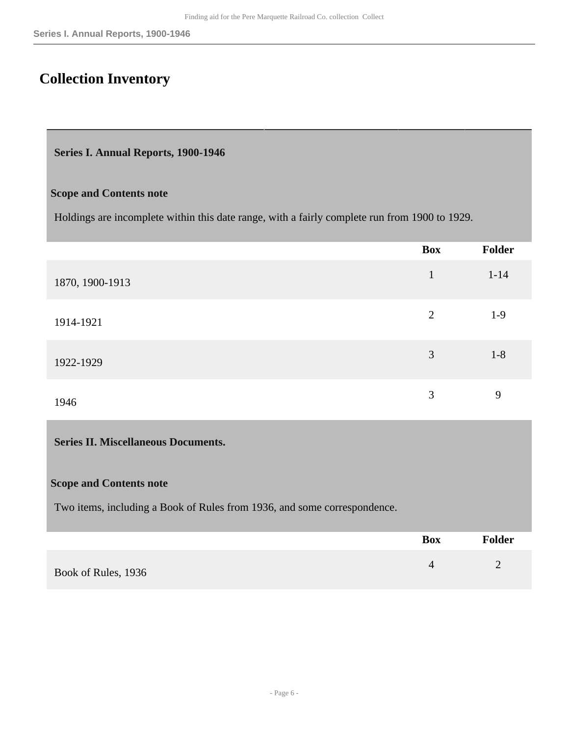# Collection Inventory

## Series I. Annual Reports, 1900-1946

### Scope and Contents note

Holdings are incomplete within this date range, with a fairly complete run from 1900 to 1929.

| | Box | Folder |
|---|---|---|
| 1870, 1900-1913 | 1 | 1-14 |
| 1914-1921 | 2 | 1-9 |
| 1922-1929 | 3 | 1-8 |
| 1946 | 3 | 9 |

## Series II. Miscellaneous Documents.

### Scope and Contents note

Two items, including a Book of Rules from 1936, and some correspondence.

| | Box | Folder |
|---|---|---|
| Book of Rules, 1936 | 4 | 2 |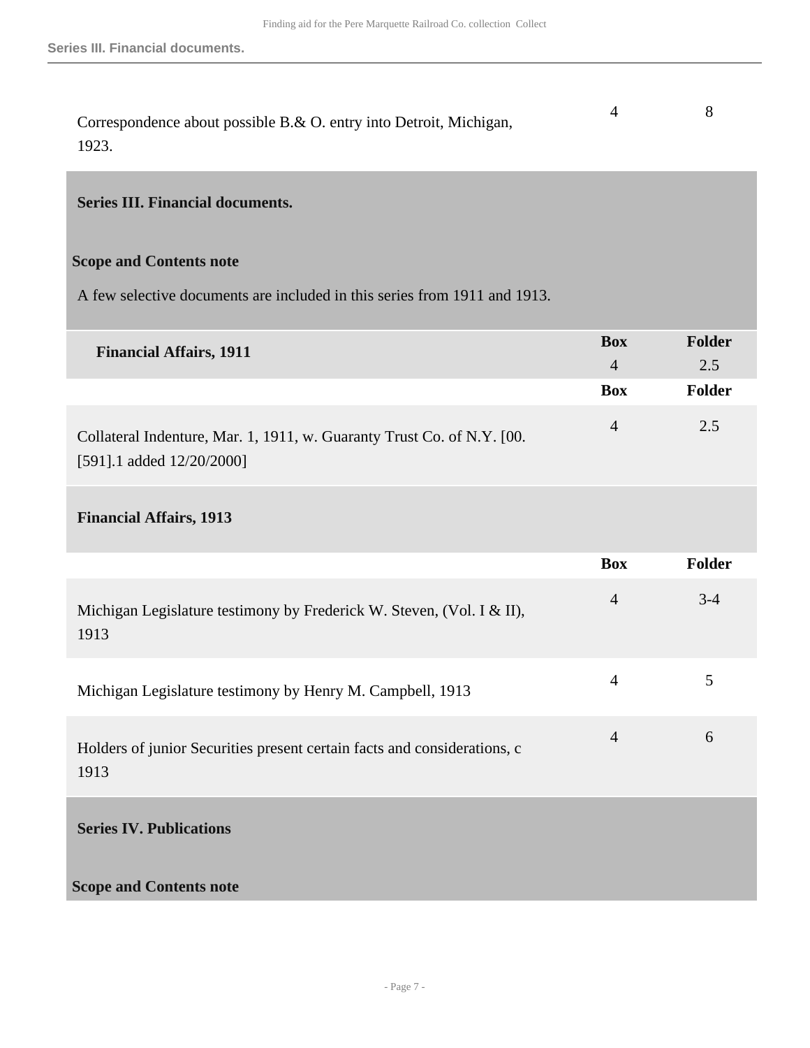| | Box | Folder |
|---|---|---|
| Correspondence about possible B.& O. entry into Detroit, Michigan, 1923. | 4 | 8 |

## Series III. Financial documents.

### Scope and Contents note

A few selective documents are included in this series from 1911 and 1913.

### Financial Affairs, 1911

| | Box | Folder |
|---|---|---|
| Financial Affairs, 1911 | 4 | 2.5 |
| Collateral Indenture, Mar. 1, 1911, w. Guaranty Trust Co. of N.Y. [00. [591].1 added 12/20/2000] | 4 | 2.5 |

### Financial Affairs, 1913

| | Box | Folder |
|---|---|---|
| Michigan Legislature testimony by Frederick W. Steven, (Vol. I & II), 1913 | 4 | 3-4 |
| Michigan Legislature testimony by Henry M. Campbell, 1913 | 4 | 5 |
| Holders of junior Securities present certain facts and considerations, c 1913 | 4 | 6 |

## Series IV. Publications

### Scope and Contents note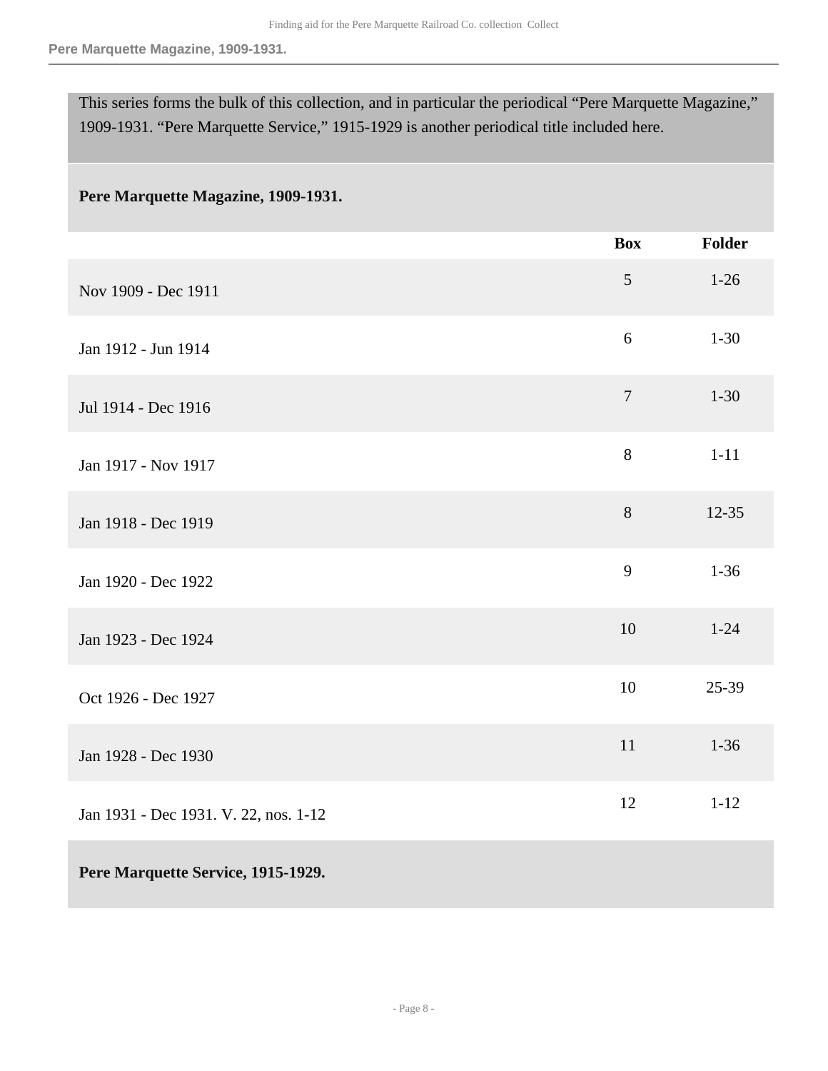This series forms the bulk of this collection, and in particular the periodical "Pere Marquette Magazine," 1909-1931. "Pere Marquette Service," 1915-1929 is another periodical title included here.

### Pere Marquette Magazine, 1909-1931.

| | Box | Folder |
|---|---|---|
| Nov 1909 - Dec 1911 | 5 | 1-26 |
| Jan 1912 - Jun 1914 | 6 | 1-30 |
| Jul 1914 - Dec 1916 | 7 | 1-30 |
| Jan 1917 - Nov 1917 | 8 | 1-11 |
| Jan 1918 - Dec 1919 | 8 | 12-35 |
| Jan 1920 - Dec 1922 | 9 | 1-36 |
| Jan 1923 - Dec 1924 | 10 | 1-24 |
| Oct 1926 - Dec 1927 | 10 | 25-39 |
| Jan 1928 - Dec 1930 | 11 | 1-36 |
| Jan 1931 - Dec 1931. V. 22, nos. 1-12 | 12 | 1-12 |

### Pere Marquette Service, 1915-1929.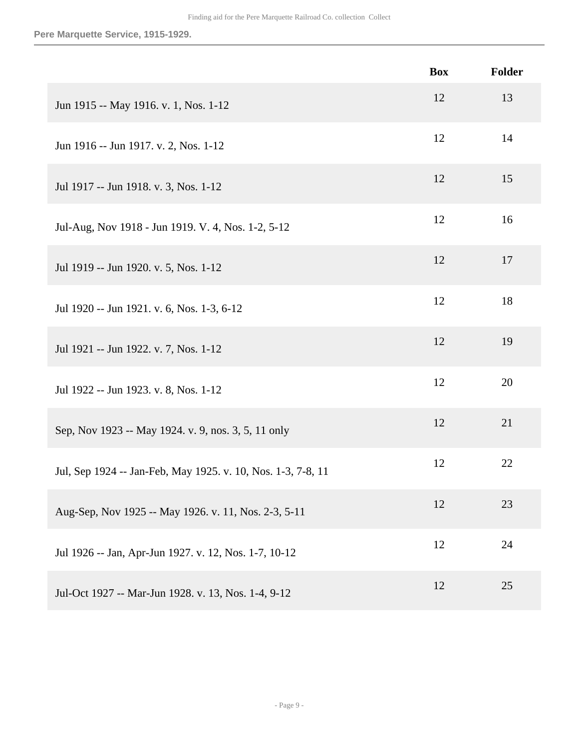Pere Marquette Service, 1915-1929.

| | Box | Folder |
|---|---|---|
| Jun 1915 -- May 1916. v. 1, Nos. 1-12 | 12 | 13 |
| Jun 1916 -- Jun 1917. v. 2, Nos. 1-12 | 12 | 14 |
| Jul 1917 -- Jun 1918. v. 3, Nos. 1-12 | 12 | 15 |
| Jul-Aug, Nov 1918 - Jun 1919. V. 4, Nos. 1-2, 5-12 | 12 | 16 |
| Jul 1919 -- Jun 1920. v. 5, Nos. 1-12 | 12 | 17 |
| Jul 1920 -- Jun 1921. v. 6, Nos. 1-3, 6-12 | 12 | 18 |
| Jul 1921 -- Jun 1922. v. 7, Nos. 1-12 | 12 | 19 |
| Jul 1922 -- Jun 1923. v. 8, Nos. 1-12 | 12 | 20 |
| Sep, Nov 1923 -- May 1924. v. 9, nos. 3, 5, 11 only | 12 | 21 |
| Jul, Sep 1924 -- Jan-Feb, May 1925. v. 10, Nos. 1-3, 7-8, 11 | 12 | 22 |
| Aug-Sep, Nov 1925 -- May 1926. v. 11, Nos. 2-3, 5-11 | 12 | 23 |
| Jul 1926 -- Jan, Apr-Jun 1927. v. 12, Nos. 1-7, 10-12 | 12 | 24 |
| Jul-Oct 1927 -- Mar-Jun 1928. v. 13, Nos. 1-4, 9-12 | 12 | 25 |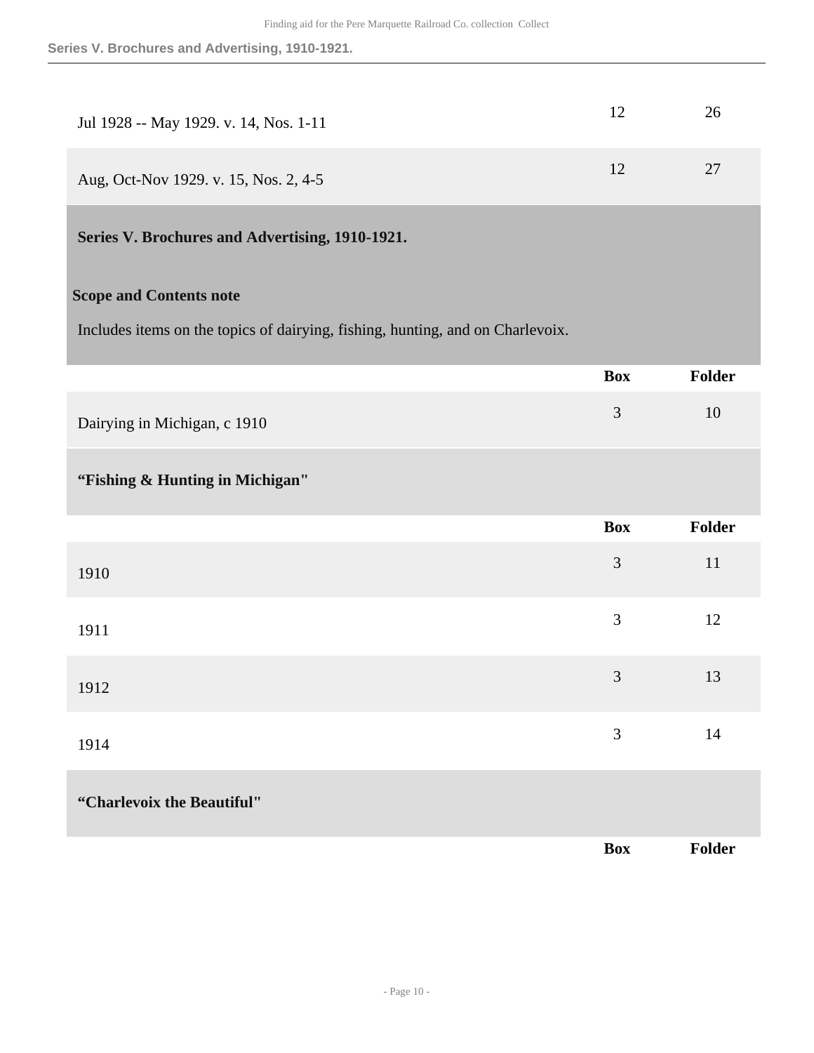| | Box | Folder |
|---|---|---|
| Jul 1928 -- May 1929. v. 14, Nos. 1-11 | 12 | 26 |
| Aug, Oct-Nov 1929. v. 15, Nos. 2, 4-5 | 12 | 27 |

## Series V. Brochures and Advertising, 1910-1921.

**Scope and Contents note**

Includes items on the topics of dairying, fishing, hunting, and on Charlevoix.

| | Box | Folder |
|---|---|---|
| Dairying in Michigan, c 1910 | 3 | 10 |

### "Fishing & Hunting in Michigan"

| | Box | Folder |
|---|---|---|
| 1910 | 3 | 11 |
| 1911 | 3 | 12 |
| 1912 | 3 | 13 |
| 1914 | 3 | 14 |

### "Charlevoix the Beautiful"

| | Box | Folder |
|---|---|---|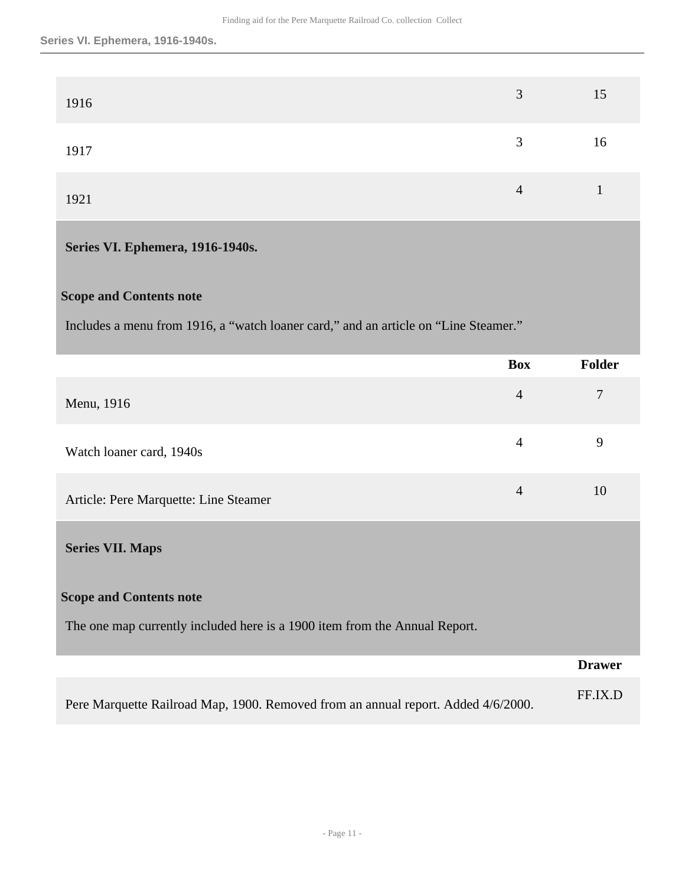| | Box | Folder |
|---|---|---|
| 1916 | 3 | 15 |
| 1917 | 3 | 16 |
| 1921 | 4 | 1 |

## Series VI. Ephemera, 1916-1940s.

### Scope and Contents note

Includes a menu from 1916, a “watch loaner card,” and an article on “Line Steamer.”

| | Box | Folder |
|---|---|---|
| Menu, 1916 | 4 | 7 |
| Watch loaner card, 1940s | 4 | 9 |
| Article: Pere Marquette: Line Steamer | 4 | 10 |

## Series VII. Maps

### Scope and Contents note

The one map currently included here is a 1900 item from the Annual Report.

| | Drawer |
|---|---|
| Pere Marquette Railroad Map, 1900. Removed from an annual report. Added 4/6/2000. | FF.IX.D |